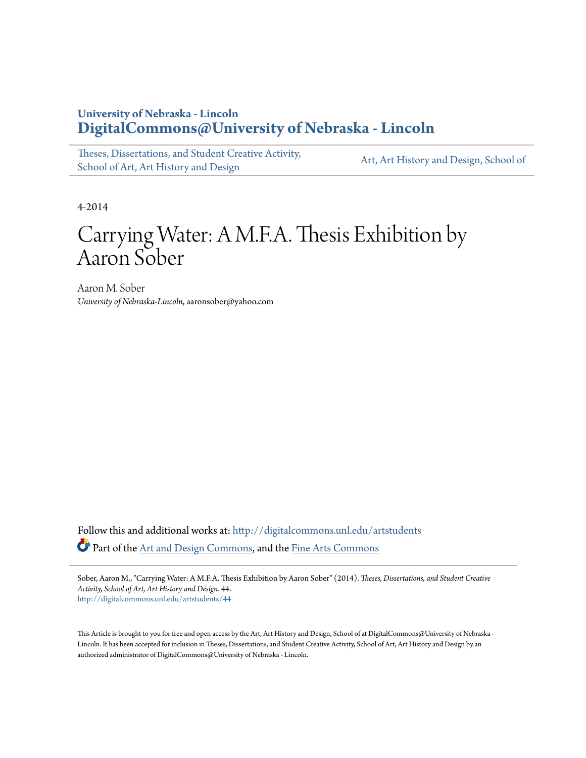University of Nebraska - Lincoln
**DigitalCommons@University of Nebraska - Lincoln**

Theses, Dissertations, and Student Creative Activity, School of Art, Art History and Design | Art, Art History and Design, School of

4-2014

# Carrying Water: A M.F.A. Thesis Exhibition by Aaron Sober

Aaron M. Sober
*University of Nebraska-Lincoln*, aaronsober@yahoo.com

Follow this and additional works at: http://digitalcommons.unl.edu/artstudents

Part of the Art and Design Commons, and the Fine Arts Commons

Sober, Aaron M., "Carrying Water: A M.F.A. Thesis Exhibition by Aaron Sober" (2014). *Theses, Dissertations, and Student Creative Activity, School of Art, Art History and Design*. 44.
http://digitalcommons.unl.edu/artstudents/44

This Article is brought to you for free and open access by the Art, Art History and Design, School of at DigitalCommons@University of Nebraska - Lincoln. It has been accepted for inclusion in Theses, Dissertations, and Student Creative Activity, School of Art, Art History and Design by an authorized administrator of DigitalCommons@University of Nebraska - Lincoln.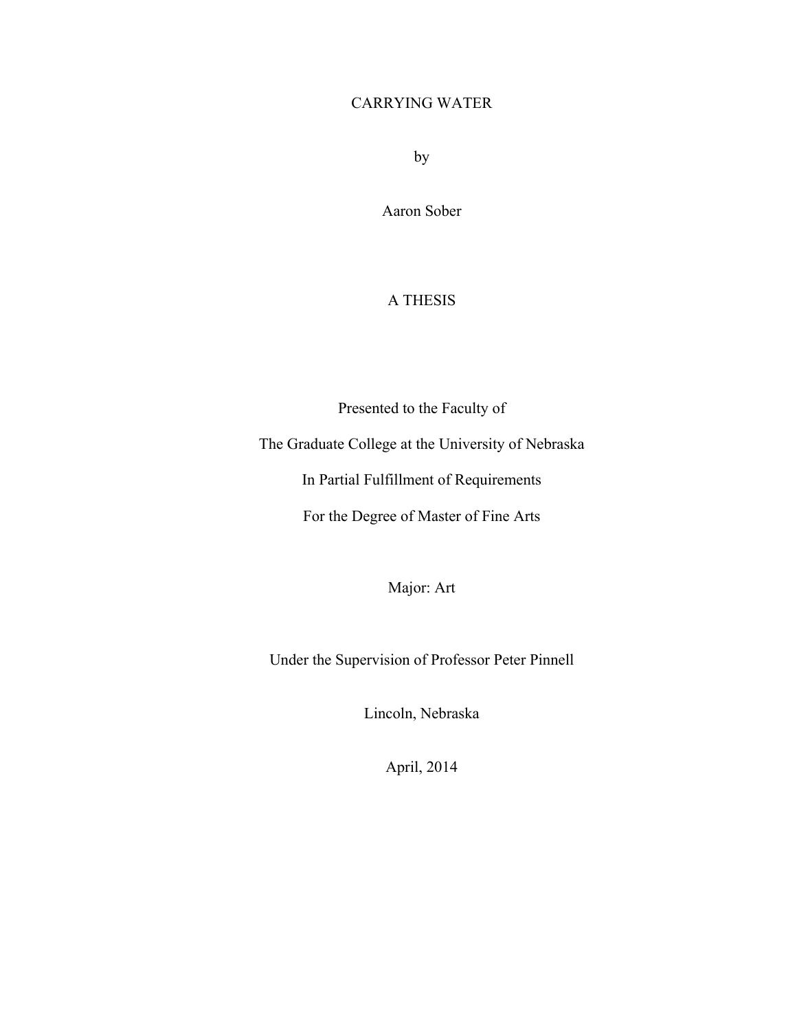# CARRYING WATER

by

Aaron Sober

A THESIS

Presented to the Faculty of

The Graduate College at the University of Nebraska

In Partial Fulfillment of Requirements

For the Degree of Master of Fine Arts

Major: Art

Under the Supervision of Professor Peter Pinnell

Lincoln, Nebraska

April, 2014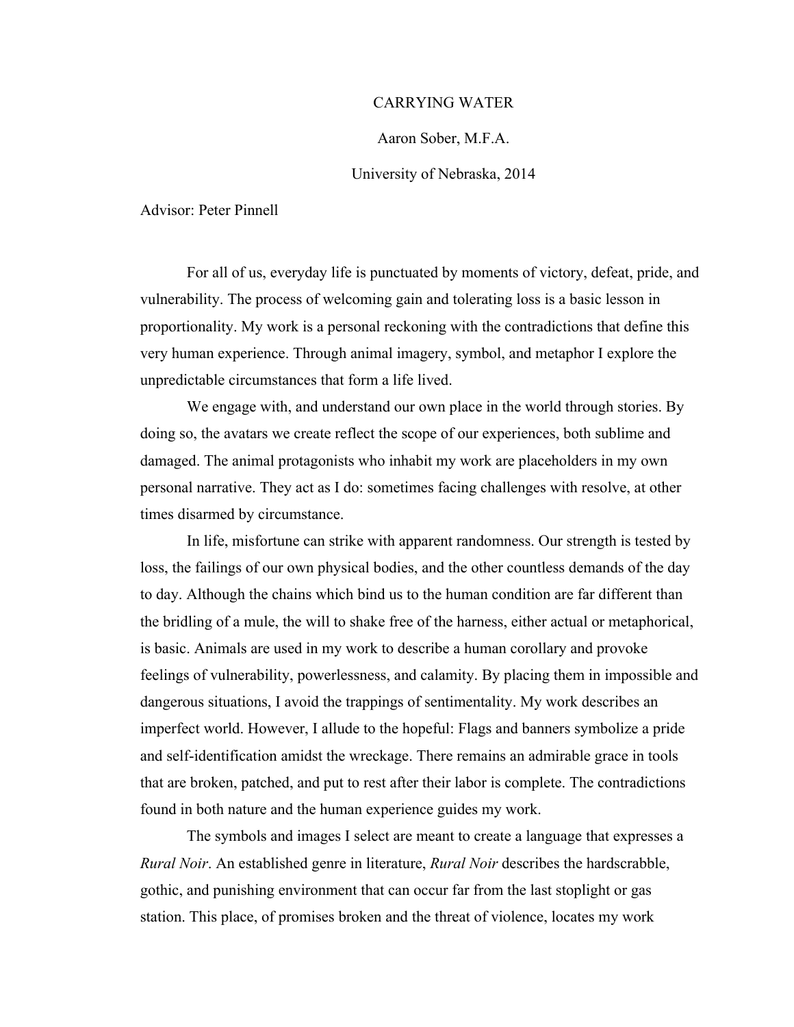CARRYING WATER

Aaron Sober, M.F.A.

University of Nebraska, 2014

Advisor: Peter Pinnell

For all of us, everyday life is punctuated by moments of victory, defeat, pride, and vulnerability. The process of welcoming gain and tolerating loss is a basic lesson in proportionality. My work is a personal reckoning with the contradictions that define this very human experience. Through animal imagery, symbol, and metaphor I explore the unpredictable circumstances that form a life lived.

We engage with, and understand our own place in the world through stories. By doing so, the avatars we create reflect the scope of our experiences, both sublime and damaged. The animal protagonists who inhabit my work are placeholders in my own personal narrative. They act as I do: sometimes facing challenges with resolve, at other times disarmed by circumstance.

In life, misfortune can strike with apparent randomness. Our strength is tested by loss, the failings of our own physical bodies, and the other countless demands of the day to day. Although the chains which bind us to the human condition are far different than the bridling of a mule, the will to shake free of the harness, either actual or metaphorical, is basic. Animals are used in my work to describe a human corollary and provoke feelings of vulnerability, powerlessness, and calamity. By placing them in impossible and dangerous situations, I avoid the trappings of sentimentality. My work describes an imperfect world. However, I allude to the hopeful: Flags and banners symbolize a pride and self-identification amidst the wreckage. There remains an admirable grace in tools that are broken, patched, and put to rest after their labor is complete. The contradictions found in both nature and the human experience guides my work.

The symbols and images I select are meant to create a language that expresses a *Rural Noir*. An established genre in literature, *Rural Noir* describes the hardscrabble, gothic, and punishing environment that can occur far from the last stoplight or gas station. This place, of promises broken and the threat of violence, locates my work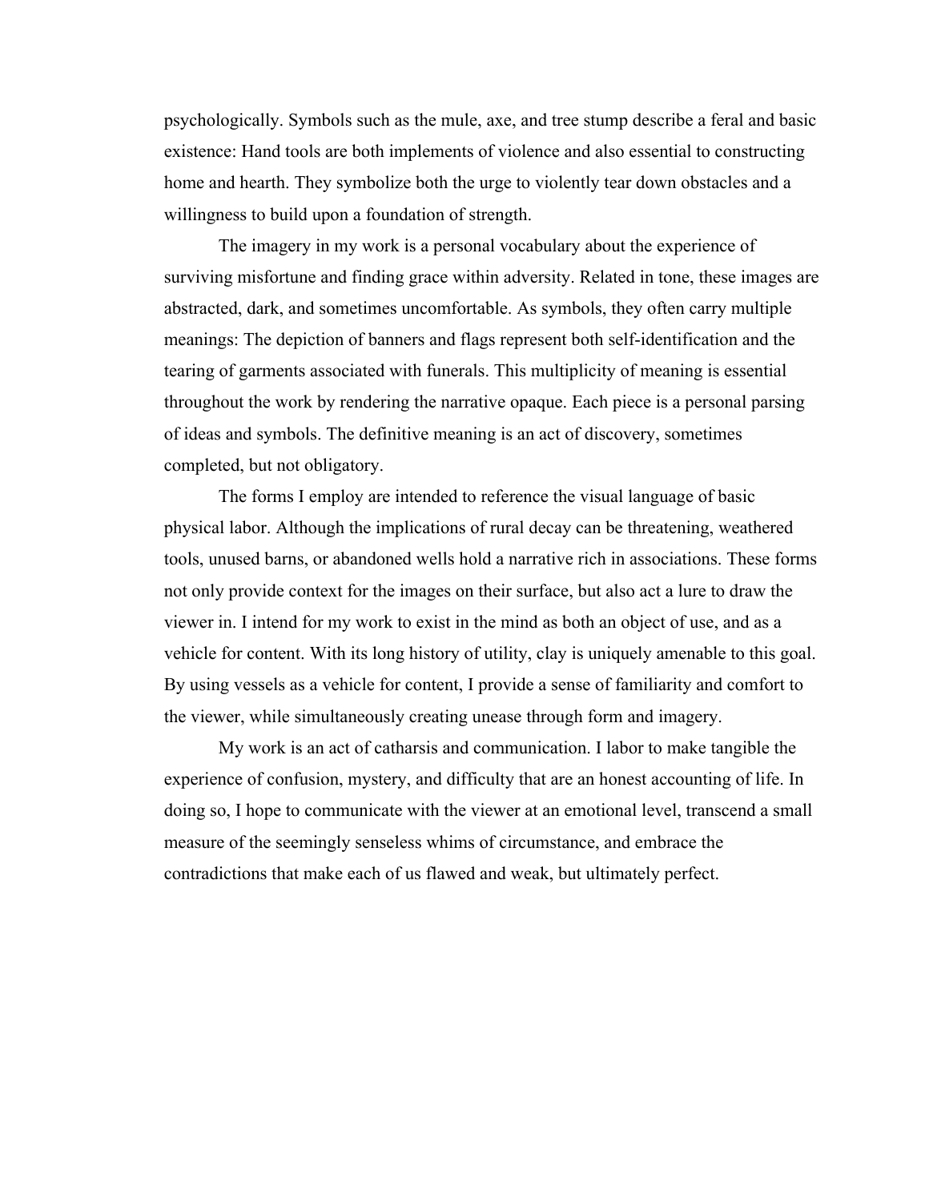psychologically. Symbols such as the mule, axe, and tree stump describe a feral and basic existence: Hand tools are both implements of violence and also essential to constructing home and hearth. They symbolize both the urge to violently tear down obstacles and a willingness to build upon a foundation of strength.

The imagery in my work is a personal vocabulary about the experience of surviving misfortune and finding grace within adversity. Related in tone, these images are abstracted, dark, and sometimes uncomfortable. As symbols, they often carry multiple meanings: The depiction of banners and flags represent both self-identification and the tearing of garments associated with funerals. This multiplicity of meaning is essential throughout the work by rendering the narrative opaque. Each piece is a personal parsing of ideas and symbols. The definitive meaning is an act of discovery, sometimes completed, but not obligatory.

The forms I employ are intended to reference the visual language of basic physical labor. Although the implications of rural decay can be threatening, weathered tools, unused barns, or abandoned wells hold a narrative rich in associations. These forms not only provide context for the images on their surface, but also act a lure to draw the viewer in. I intend for my work to exist in the mind as both an object of use, and as a vehicle for content. With its long history of utility, clay is uniquely amenable to this goal. By using vessels as a vehicle for content, I provide a sense of familiarity and comfort to the viewer, while simultaneously creating unease through form and imagery.

My work is an act of catharsis and communication. I labor to make tangible the experience of confusion, mystery, and difficulty that are an honest accounting of life. In doing so, I hope to communicate with the viewer at an emotional level, transcend a small measure of the seemingly senseless whims of circumstance, and embrace the contradictions that make each of us flawed and weak, but ultimately perfect.